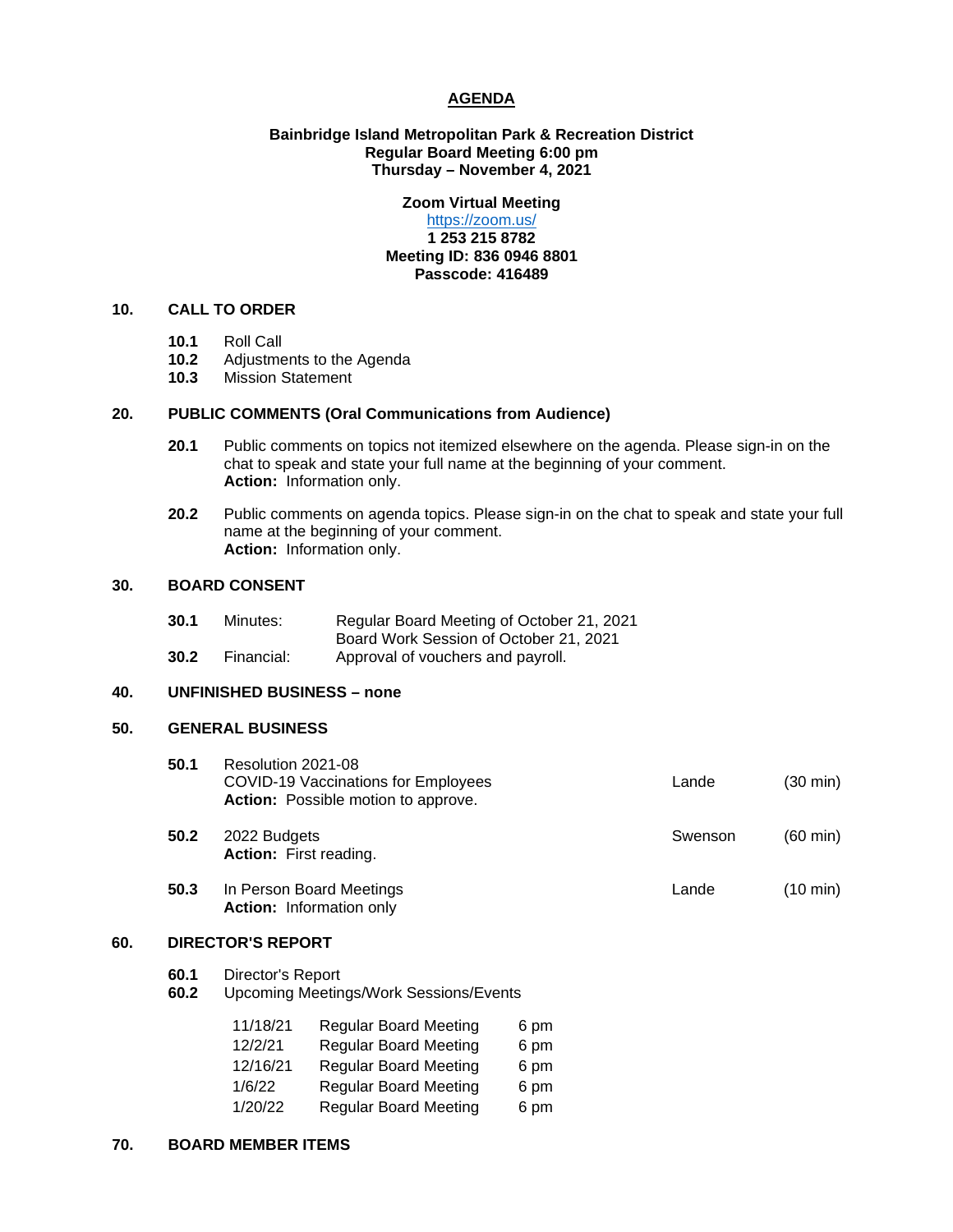# AGENDA

**Bainbridge Island Metropolitan Park & Recreation District**
**Regular Board Meeting 6:00 pm**
**Thursday – November 4, 2021**

**Zoom Virtual Meeting**
https://zoom.us/
**1 253 215 8782**
**Meeting ID: 836 0946 8801**
**Passcode: 416489**

## 10. CALL TO ORDER

**10.1** Roll Call
**10.2** Adjustments to the Agenda
**10.3** Mission Statement

## 20. PUBLIC COMMENTS (Oral Communications from Audience)

**20.1** Public comments on topics not itemized elsewhere on the agenda. Please sign-in on the chat to speak and state your full name at the beginning of your comment.
**Action:** Information only.

**20.2** Public comments on agenda topics. Please sign-in on the chat to speak and state your full name at the beginning of your comment.
**Action:** Information only.

## 30. BOARD CONSENT

**30.1** Minutes: Regular Board Meeting of October 21, 2021
Board Work Session of October 21, 2021
**30.2** Financial: Approval of vouchers and payroll.

## 40. UNFINISHED BUSINESS – none

## 50. GENERAL BUSINESS

**50.1** Resolution 2021-08
COVID-19 Vaccinations for Employees — Lande (30 min)
**Action:** Possible motion to approve.

**50.2** 2022 Budgets — Swenson (60 min)
**Action:** First reading.

**50.3** In Person Board Meetings — Lande (10 min)
**Action:** Information only

## 60. DIRECTOR'S REPORT

**60.1** Director's Report
**60.2** Upcoming Meetings/Work Sessions/Events

| | | |
|---|---|---|
| 11/18/21 | Regular Board Meeting | 6 pm |
| 12/2/21 | Regular Board Meeting | 6 pm |
| 12/16/21 | Regular Board Meeting | 6 pm |
| 1/6/22 | Regular Board Meeting | 6 pm |
| 1/20/22 | Regular Board Meeting | 6 pm |

## 70. BOARD MEMBER ITEMS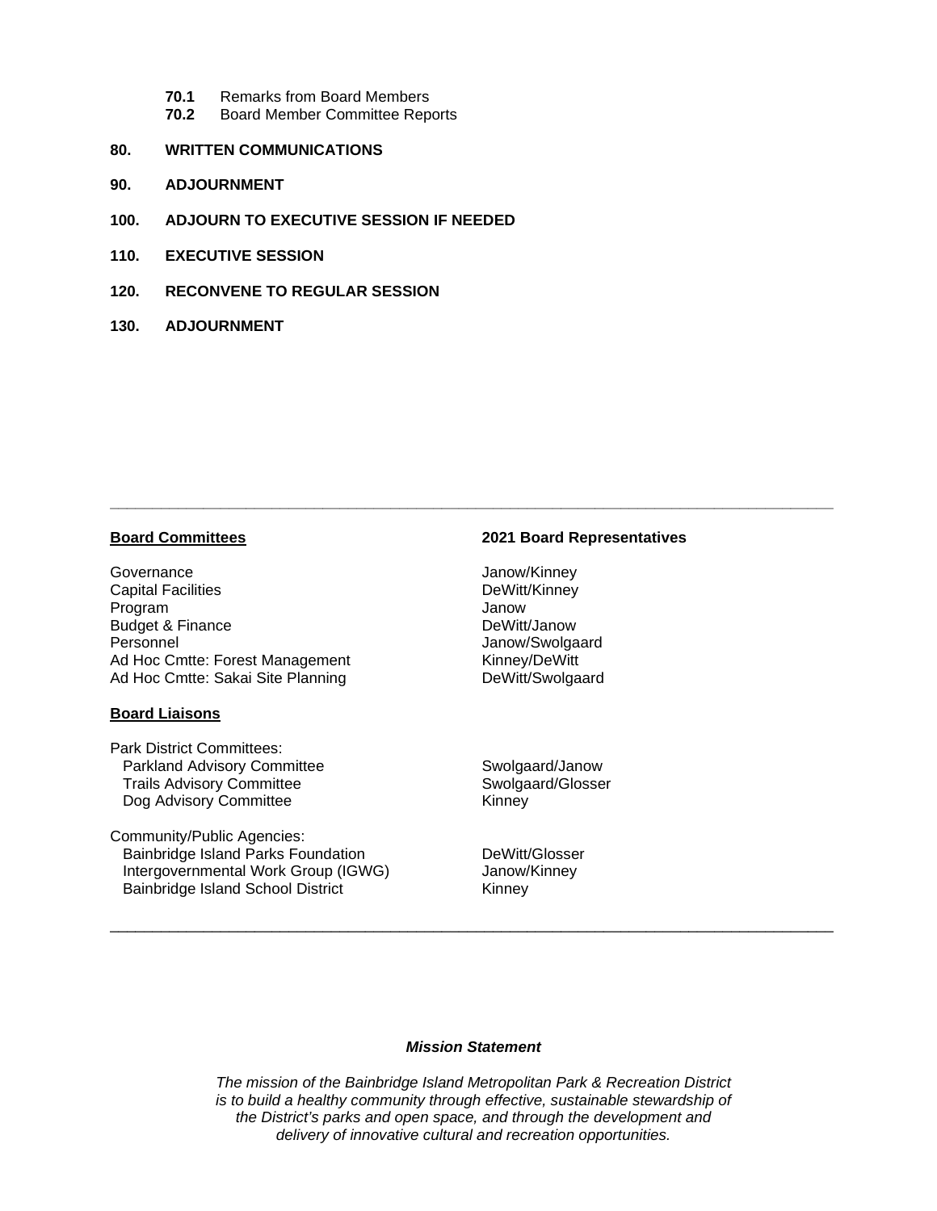- **70.1** Remarks from Board Members
- **70.2** Board Member Committee Reports

**80. WRITTEN COMMUNICATIONS**

**90. ADJOURNMENT**

**100. ADJOURN TO EXECUTIVE SESSION IF NEEDED**

**110. EXECUTIVE SESSION**

**120. RECONVENE TO REGULAR SESSION**

**130. ADJOURNMENT**

---

| **Board Committees** | **2021 Board Representatives** |
|---|---|
| Governance | Janow/Kinney |
| Capital Facilities | DeWitt/Kinney |
| Program | Janow |
| Budget & Finance | DeWitt/Janow |
| Personnel | Janow/Swolgaard |
| Ad Hoc Cmtte: Forest Management | Kinney/DeWitt |
| Ad Hoc Cmtte: Sakai Site Planning | DeWitt/Swolgaard |

**Board Liaisons**

| | |
|---|---|
| Park District Committees: | |
| Parkland Advisory Committee | Swolgaard/Janow |
| Trails Advisory Committee | Swolgaard/Glosser |
| Dog Advisory Committee | Kinney |
| Community/Public Agencies: | |
| Bainbridge Island Parks Foundation | DeWitt/Glosser |
| Intergovernmental Work Group (IGWG) | Janow/Kinney |
| Bainbridge Island School District | Kinney |

---

***Mission Statement***

*The mission of the Bainbridge Island Metropolitan Park & Recreation District is to build a healthy community through effective, sustainable stewardship of the District's parks and open space, and through the development and delivery of innovative cultural and recreation opportunities.*